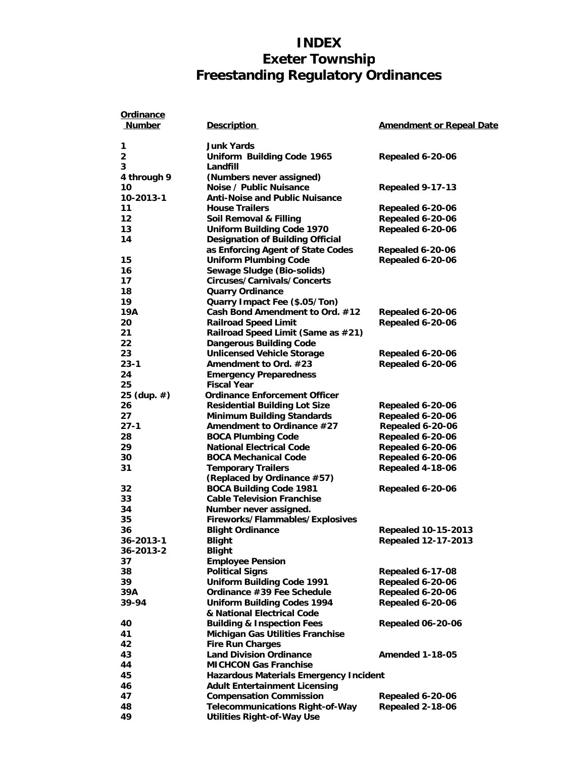# INDEX
# Exeter Township
# Freestanding Regulatory Ordinances

| Ordinance Number | Description | Amendment or Repeal Date |
|---|---|---|
| 1 | Junk Yards | |
| 2 | Uniform Building Code 1965 | Repealed 6-20-06 |
| 3 | Landfill | |
| 4 through 9 | (Numbers never assigned) | |
| 10 | Noise / Public Nuisance | Repealed 9-17-13 |
| 10-2013-1 | Anti-Noise and Public Nuisance | |
| 11 | House Trailers | Repealed 6-20-06 |
| 12 | Soil Removal & Filling | Repealed 6-20-06 |
| 13 | Uniform Building Code 1970 | Repealed 6-20-06 |
| 14 | Designation of Building Official as Enforcing Agent of State Codes | Repealed 6-20-06 |
| 15 | Uniform Plumbing Code | Repealed 6-20-06 |
| 16 | Sewage Sludge (Bio-solids) | |
| 17 | Circuses/Carnivals/Concerts | |
| 18 | Quarry Ordinance | |
| 19 | Quarry Impact Fee ($.05/Ton) | |
| 19A | Cash Bond Amendment to Ord. #12 | Repealed 6-20-06 |
| 20 | Railroad Speed Limit | Repealed 6-20-06 |
| 21 | Railroad Speed Limit (Same as #21) | |
| 22 | Dangerous Building Code | |
| 23 | Unlicensed Vehicle Storage | Repealed 6-20-06 |
| 23-1 | Amendment to Ord. #23 | Repealed 6-20-06 |
| 24 | Emergency Preparedness | |
| 25 | Fiscal Year | |
| 25 (dup. #) | Ordinance Enforcement Officer | |
| 26 | Residential Building Lot Size | Repealed 6-20-06 |
| 27 | Minimum Building Standards | Repealed 6-20-06 |
| 27-1 | Amendment to Ordinance #27 | Repealed 6-20-06 |
| 28 | BOCA Plumbing Code | Repealed 6-20-06 |
| 29 | National Electrical Code | Repealed 6-20-06 |
| 30 | BOCA Mechanical Code | Repealed 6-20-06 |
| 31 | Temporary Trailers (Replaced by Ordinance #57) | Repealed 4-18-06 |
| 32 | BOCA Building Code 1981 | Repealed 6-20-06 |
| 33 | Cable Television Franchise | |
| 34 | Number never assigned. | |
| 35 | Fireworks/Flammables/Explosives | |
| 36 | Blight Ordinance | Repealed 10-15-2013 |
| 36-2013-1 | Blight | Repealed 12-17-2013 |
| 36-2013-2 | Blight | |
| 37 | Employee Pension | |
| 38 | Political Signs | Repealed 6-17-08 |
| 39 | Uniform Building Code 1991 | Repealed 6-20-06 |
| 39A | Ordinance #39 Fee Schedule | Repealed 6-20-06 |
| 39-94 | Uniform Building Codes 1994 & National Electrical Code | Repealed 6-20-06 |
| 40 | Building & Inspection Fees | Repealed 06-20-06 |
| 41 | Michigan Gas Utilities Franchise | |
| 42 | Fire Run Charges | |
| 43 | Land Division Ordinance | Amended 1-18-05 |
| 44 | MICHCON Gas Franchise | |
| 45 | Hazardous Materials Emergency Incident | |
| 46 | Adult Entertainment Licensing | |
| 47 | Compensation Commission | Repealed 6-20-06 |
| 48 | Telecommunications Right-of-Way | Repealed 2-18-06 |
| 49 | Utilities Right-of-Way Use | |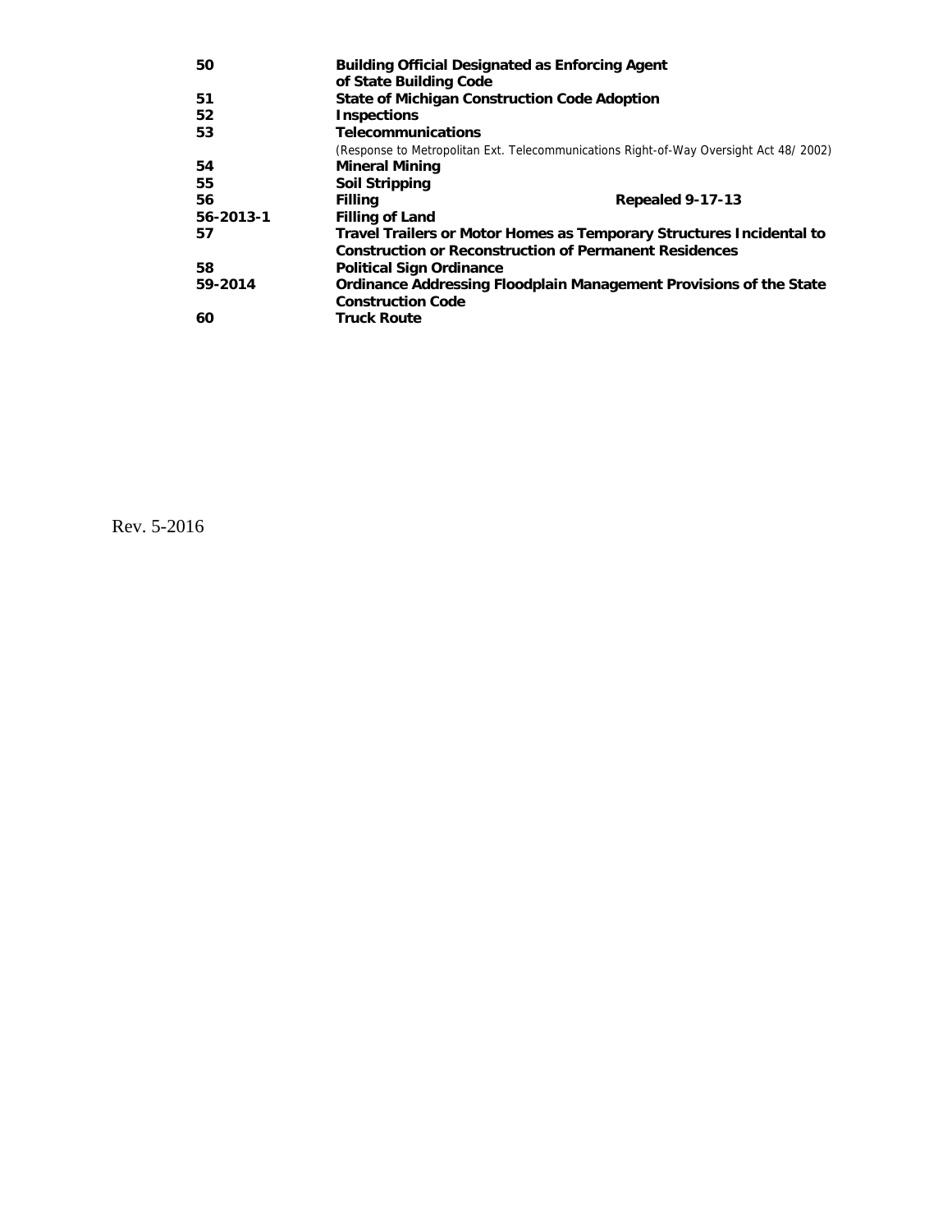| | | |
|---|---|---|
| **50** | **Building Official Designated as Enforcing Agent of State Building Code** | |
| **51** | **State of Michigan Construction Code Adoption** | |
| **52** | **Inspections** | |
| **53** | **Telecommunications** (Response to Metropolitan Ext. Telecommunications Right-of-Way Oversight Act 48/ 2002) | |
| **54** | **Mineral Mining** | |
| **55** | **Soil Stripping** | |
| **56** | **Filling** | **Repealed 9-17-13** |
| **56-2013-1** | **Filling of Land** | |
| **57** | **Travel Trailers or Motor Homes as Temporary Structures Incidental to Construction or Reconstruction of Permanent Residences** | |
| **58** | **Political Sign Ordinance** | |
| **59-2014** | **Ordinance Addressing Floodplain Management Provisions of the State Construction Code** | |
| **60** | **Truck Route** | |

Rev. 5-2016